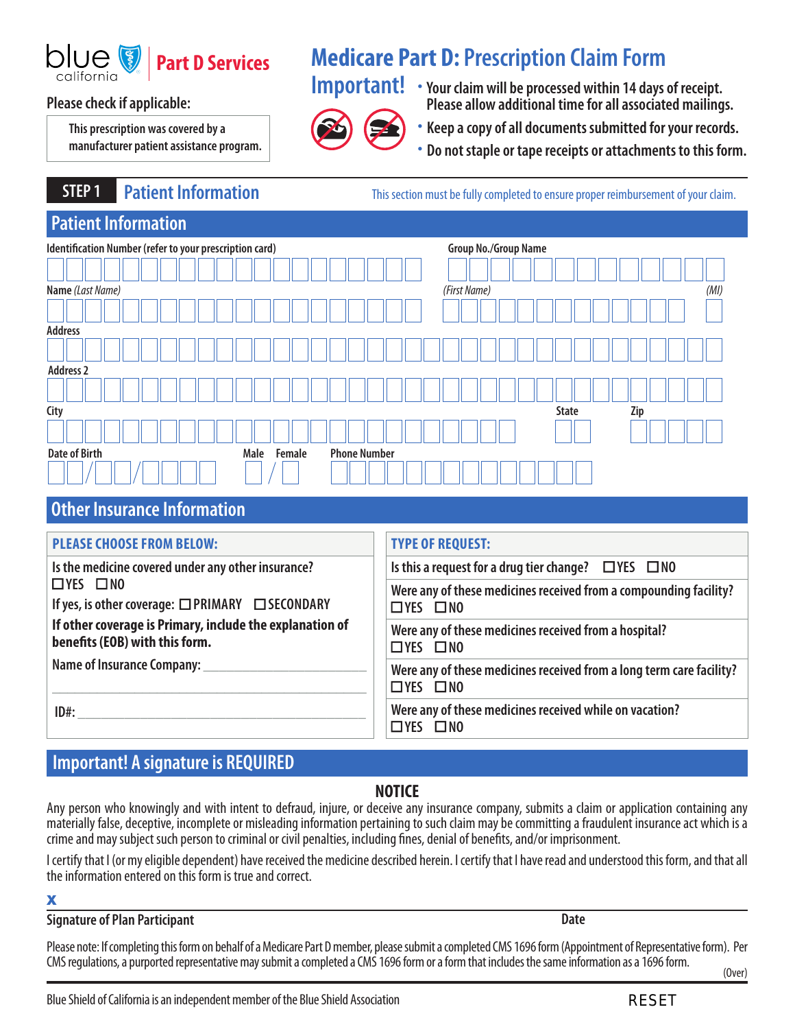blue california | Part D Services

# Medicare Part D: Prescription Claim Form

Please check if applicable:

☐ This prescription was covered by a manufacturer patient assistance program.

**Important!**

- Your claim will be processed within 14 days of receipt. Please allow additional time for all associated mailings.
- Keep a copy of all documents submitted for your records.
- Do not staple or tape receipts or attachments to this form.

## STEP 1 Patient Information

This section must be fully completed to ensure proper reimbursement of your claim.

### Patient Information

Identification Number (refer to your prescription card)

Group No./Group Name

Name *(Last Name)* *(First Name)* *(MI)*

Address

Address 2

City State Zip

Date of Birth ___/___/_____ Male / Female Phone Number

### Other Insurance Information

| PLEASE CHOOSE FROM BELOW: | TYPE OF REQUEST: |
|---|---|
| Is the medicine covered under any other insurance? ☐YES ☐NO | Is this a request for a drug tier change? ☐YES ☐NO |
| If yes, is other coverage: ☐PRIMARY ☐SECONDARY | Were any of these medicines received from a compounding facility? ☐YES ☐NO |
| **If other coverage is Primary, include the explanation of benefits (EOB) with this form.** | Were any of these medicines received from a hospital? ☐YES ☐NO |
| Name of Insurance Company: ____________________ | Were any of these medicines received from a long term care facility? ☐YES ☐NO |
| ID#: ____________________ | Were any of these medicines received while on vacation? ☐YES ☐NO |

### Important! A signature is REQUIRED

**NOTICE**

Any person who knowingly and with intent to defraud, injure, or deceive any insurance company, submits a claim or application containing any materially false, deceptive, incomplete or misleading information pertaining to such claim may be committing a fraudulent insurance act which is a crime and may subject such person to criminal or civil penalties, including fines, denial of benefits, and/or imprisonment.

I certify that I (or my eligible dependent) have received the medicine described herein. I certify that I have read and understood this form, and that all the information entered on this form is true and correct.

**x** ______________________________

Signature of Plan Participant Date

Please note: If completing this form on behalf of a Medicare Part D member, please submit a completed CMS 1696 form (Appointment of Representative form). Per CMS regulations, a purported representative may submit a completed a CMS 1696 form or a form that includes the same information as a 1696 form.

(Over)

Blue Shield of California is an independent member of the Blue Shield Association

RESET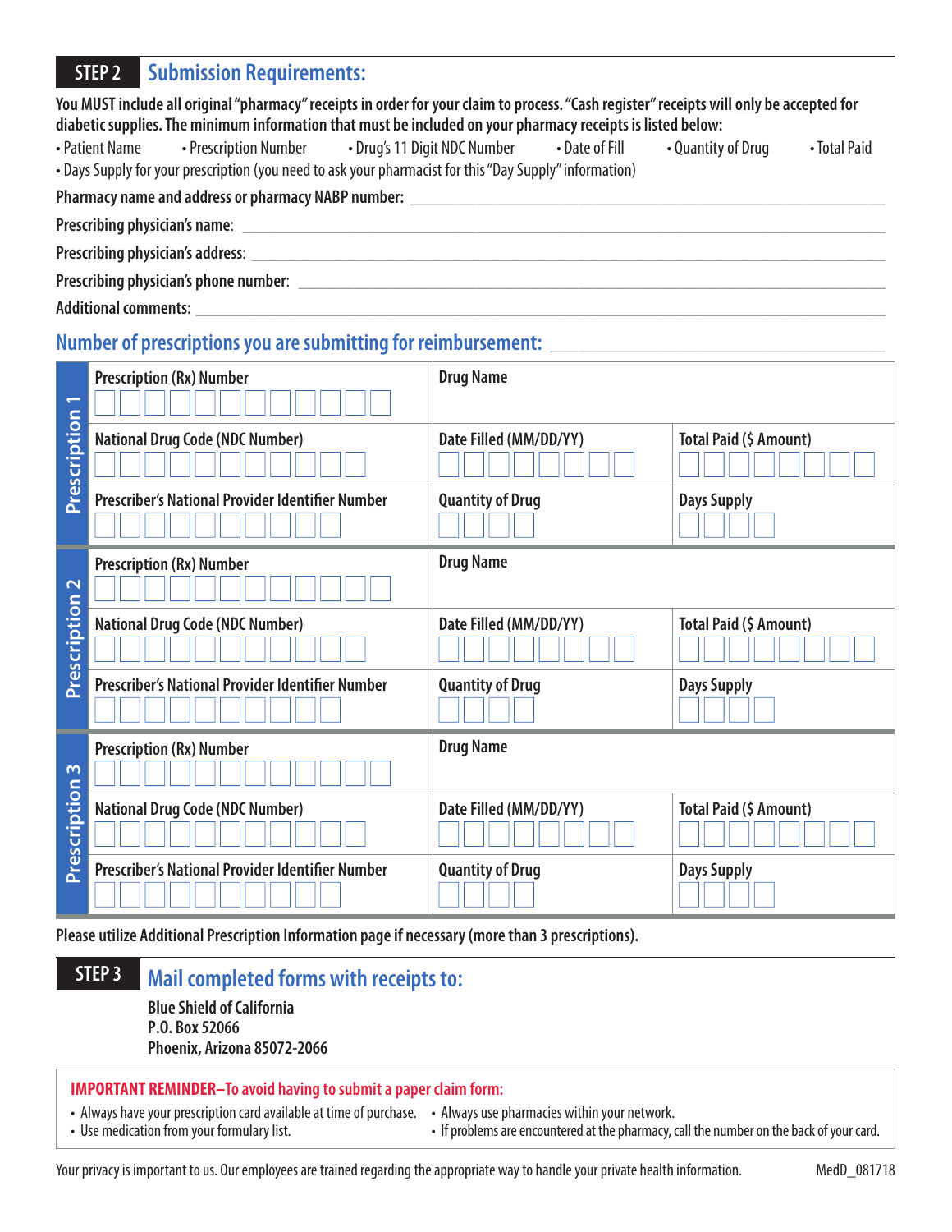## STEP 2 Submission Requirements:

**You MUST include all original "pharmacy" receipts in order for your claim to process. "Cash register" receipts will only be accepted for diabetic supplies. The minimum information that must be included on your pharmacy receipts is listed below:**

- Patient Name
- Prescription Number
- Drug's 11 Digit NDC Number
- Date of Fill
- Quantity of Drug
- Total Paid
- Days Supply for your prescription (you need to ask your pharmacist for this "Day Supply" information)

**Pharmacy name and address or pharmacy NABP number:** ______________________________

**Prescribing physician's name:** ______________________________

**Prescribing physician's address:** ______________________________

**Prescribing physician's phone number:** ______________________________

**Additional comments:** ______________________________

### Number of prescriptions you are submitting for reimbursement: ______________________________

| | | | |
|---|---|---|---|
| **Prescription 1** | **Prescription (Rx) Number** | **Drug Name** | |
| | **National Drug Code (NDC Number)** | **Date Filled (MM/DD/YY)** | **Total Paid ($ Amount)** |
| | **Prescriber's National Provider Identifier Number** | **Quantity of Drug** | **Days Supply** |
| **Prescription 2** | **Prescription (Rx) Number** | **Drug Name** | |
| | **National Drug Code (NDC Number)** | **Date Filled (MM/DD/YY)** | **Total Paid ($ Amount)** |
| | **Prescriber's National Provider Identifier Number** | **Quantity of Drug** | **Days Supply** |
| **Prescription 3** | **Prescription (Rx) Number** | **Drug Name** | |
| | **National Drug Code (NDC Number)** | **Date Filled (MM/DD/YY)** | **Total Paid ($ Amount)** |
| | **Prescriber's National Provider Identifier Number** | **Quantity of Drug** | **Days Supply** |

**Please utilize Additional Prescription Information page if necessary (more than 3 prescriptions).**

## STEP 3 Mail completed forms with receipts to:

**Blue Shield of California**
**P.O. Box 52066**
**Phoenix, Arizona 85072-2066**

**IMPORTANT REMINDER–To avoid having to submit a paper claim form:**

- Always have your prescription card available at time of purchase.
- Use medication from your formulary list.
- Always use pharmacies within your network.
- If problems are encountered at the pharmacy, call the number on the back of your card.

Your privacy is important to us. Our employees are trained regarding the appropriate way to handle your private health information.

MedD_081718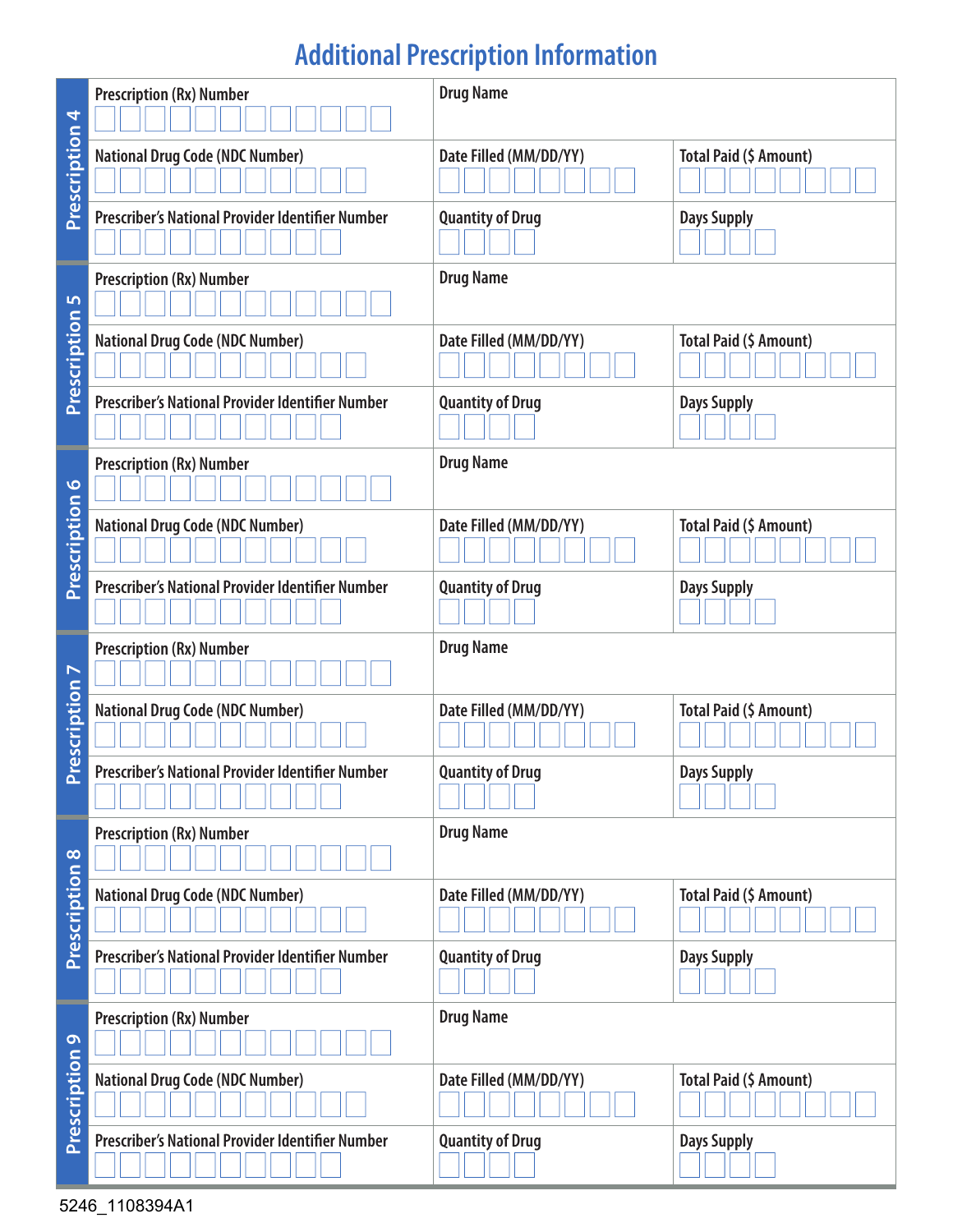# Additional Prescription Information

## Prescription 4

| | | |
|---|---|---|
| Prescription (Rx) Number | Drug Name | |
| National Drug Code (NDC Number) | Date Filled (MM/DD/YY) | Total Paid ($ Amount) |
| Prescriber's National Provider Identifier Number | Quantity of Drug | Days Supply |

## Prescription 5

| | | |
|---|---|---|
| Prescription (Rx) Number | Drug Name | |
| National Drug Code (NDC Number) | Date Filled (MM/DD/YY) | Total Paid ($ Amount) |
| Prescriber's National Provider Identifier Number | Quantity of Drug | Days Supply |

## Prescription 6

| | | |
|---|---|---|
| Prescription (Rx) Number | Drug Name | |
| National Drug Code (NDC Number) | Date Filled (MM/DD/YY) | Total Paid ($ Amount) |
| Prescriber's National Provider Identifier Number | Quantity of Drug | Days Supply |

## Prescription 7

| | | |
|---|---|---|
| Prescription (Rx) Number | Drug Name | |
| National Drug Code (NDC Number) | Date Filled (MM/DD/YY) | Total Paid ($ Amount) |
| Prescriber's National Provider Identifier Number | Quantity of Drug | Days Supply |

## Prescription 8

| | | |
|---|---|---|
| Prescription (Rx) Number | Drug Name | |
| National Drug Code (NDC Number) | Date Filled (MM/DD/YY) | Total Paid ($ Amount) |
| Prescriber's National Provider Identifier Number | Quantity of Drug | Days Supply |

## Prescription 9

| | | |
|---|---|---|
| Prescription (Rx) Number | Drug Name | |
| National Drug Code (NDC Number) | Date Filled (MM/DD/YY) | Total Paid ($ Amount) |
| Prescriber's National Provider Identifier Number | Quantity of Drug | Days Supply |

5246_1108394A1